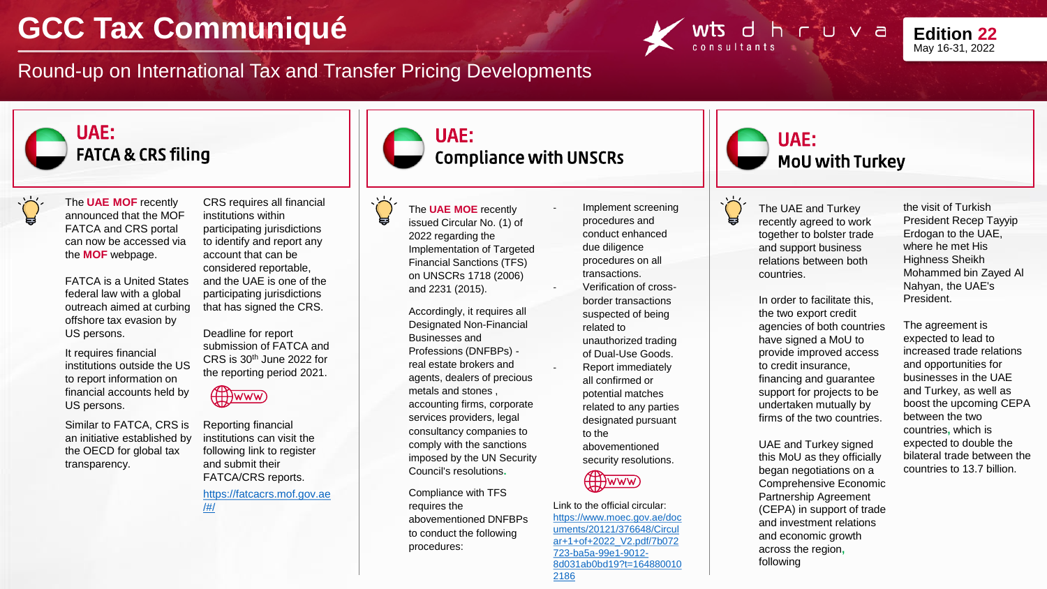# GCC Tax Communiqué

Edition 22
May 16-31, 2022

Round-up on International Tax and Transfer Pricing Developments

## UAE: FATCA & CRS filing

The **UAE MOF** recently announced that the MOF FATCA and CRS portal can now be accessed via the **MOF** webpage.

FATCA is a United States federal law with a global outreach aimed at curbing offshore tax evasion by US persons.

It requires financial institutions outside the US to report information on financial accounts held by US persons.

Similar to FATCA, CRS is an initiative established by the OECD for global tax transparency.

CRS requires all financial institutions within participating jurisdictions to identify and report any account that can be considered reportable, and the UAE is one of the participating jurisdictions that has signed the CRS.

Deadline for report submission of FATCA and CRS is 30th June 2022 for the reporting period 2021.

WWW

Reporting financial institutions can visit the following link to register and submit their FATCA/CRS reports.

https://fatcacrs.mof.gov.ae/#/

## UAE: Compliance with UNSCRs

The **UAE MOE** recently issued Circular No. (1) of 2022 regarding the Implementation of Targeted Financial Sanctions (TFS) on UNSCRs 1718 (2006) and 2231 (2015).

Accordingly, it requires all Designated Non-Financial Businesses and Professions (DNFBPs) - real estate brokers and agents, dealers of precious metals and stones , accounting firms, corporate services providers, legal consultancy companies to comply with the sanctions imposed by the UN Security Council's resolutions.

Compliance with TFS requires the abovementioned DNFBPs to conduct the following procedures:

- Implement screening procedures and conduct enhanced due diligence procedures on all transactions.
- Verification of cross-border transactions suspected of being related to unauthorized trading of Dual-Use Goods.
- Report immediately all confirmed or potential matches related to any parties designated pursuant to the abovementioned security resolutions.

WWW

Link to the official circular: https://www.moec.gov.ae/documents/20121/376648/Circular+1+of+2022_V2.pdf/7b072723-ba5a-99e1-9012-8d031ab0bd19?t=1648800102186

## UAE: MoU with Turkey

The UAE and Turkey recently agreed to work together to bolster trade and support business relations between both countries.

In order to facilitate this, the two export credit agencies of both countries have signed a MoU to provide improved access to credit insurance, financing and guarantee support for projects to be undertaken mutually by firms of the two countries.

UAE and Turkey signed this MoU as they officially began negotiations on a Comprehensive Economic Partnership Agreement (CEPA) in support of trade and investment relations and economic growth across the region, following the visit of Turkish President Recep Tayyip Erdogan to the UAE, where he met His Highness Sheikh Mohammed bin Zayed Al Nahyan, the UAE's President.

The agreement is expected to lead to increased trade relations and opportunities for businesses in the UAE and Turkey, as well as boost the upcoming CEPA between the two countries, which is expected to double the bilateral trade between the countries to 13.7 billion.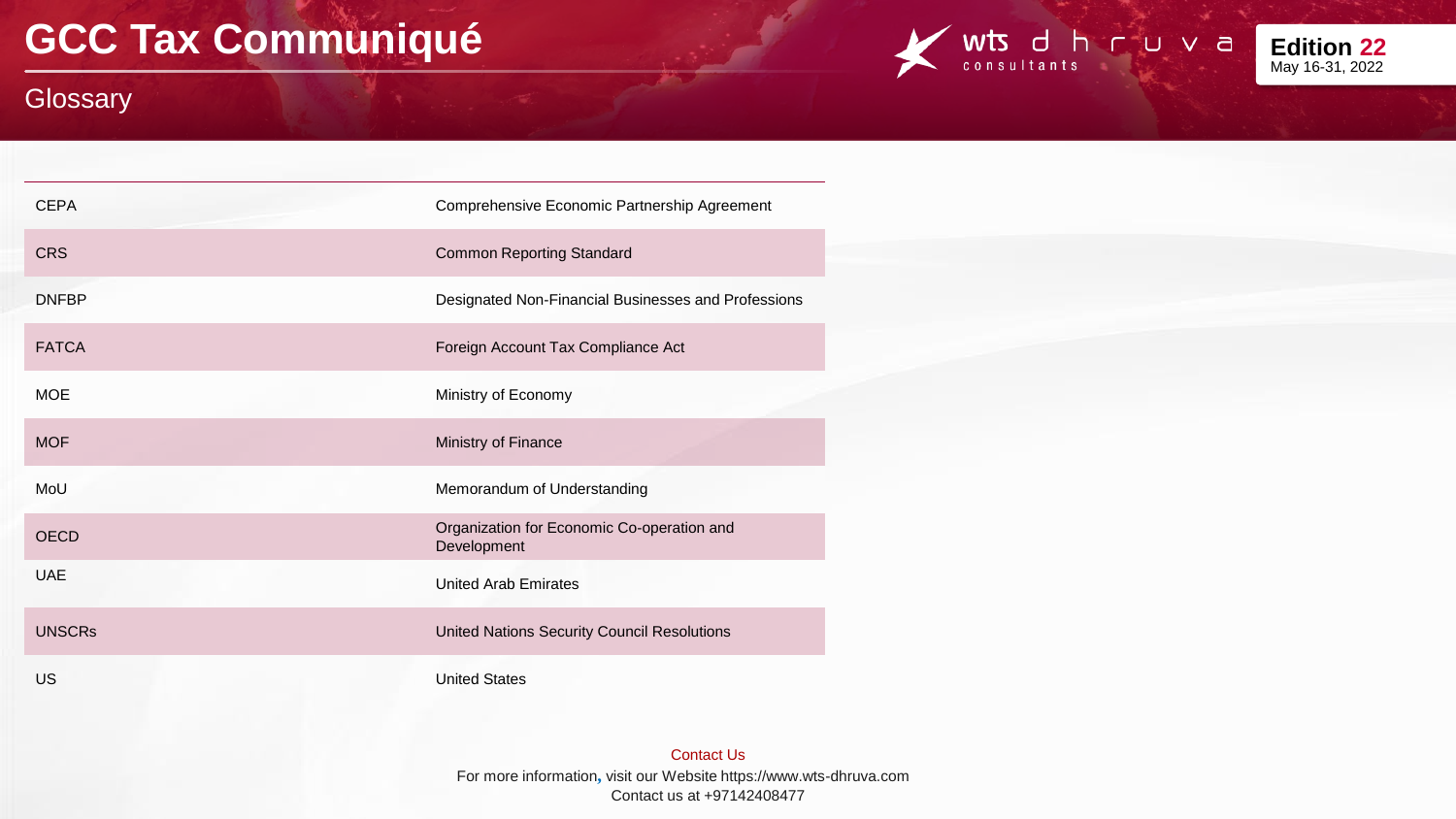# GCC Tax Communiqué

Edition 22
May 16-31, 2022

## Glossary

| | |
|---|---|
| CEPA | Comprehensive Economic Partnership Agreement |
| CRS | Common Reporting Standard |
| DNFBP | Designated Non-Financial Businesses and Professions |
| FATCA | Foreign Account Tax Compliance Act |
| MOE | Ministry of Economy |
| MOF | Ministry of Finance |
| MoU | Memorandum of Understanding |
| OECD | Organization for Economic Co-operation and Development |
| UAE | United Arab Emirates |
| UNSCRs | United Nations Security Council Resolutions |
| US | United States |

Contact Us

For more information, visit our Website https://www.wts-dhruva.com
Contact us at +97142408477